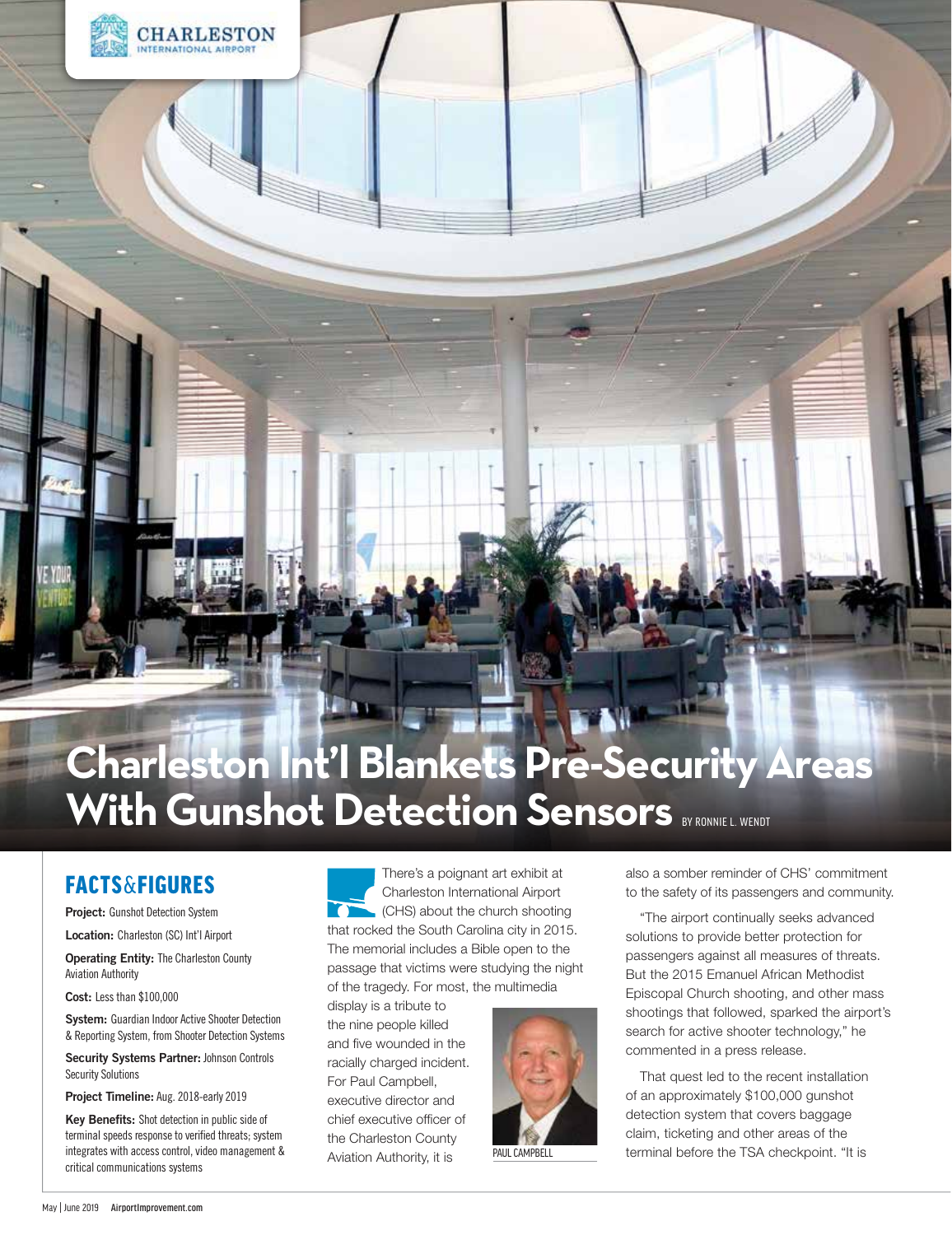# Charleston Int'l Blankets Pre-Security Areas With Gunshot Detection Sensors

BY RONNIE L. WENDT

## FACTS&FIGURES

**Project:** Gunshot Detection System

**Location:** Charleston (SC) Int'l Airport

**Operating Entity:** The Charleston County Aviation Authority

**Cost:** Less than $100,000

**System:** Guardian Indoor Active Shooter Detection & Reporting System, from Shooter Detection Systems

**Security Systems Partner:** Johnson Controls Security Solutions

**Project Timeline:** Aug. 2018-early 2019

**Key Benefits:** Shot detection in public side of terminal speeds response to verified threats; system integrates with access control, video management & critical communications systems

There's a poignant art exhibit at Charleston International Airport (CHS) about the church shooting that rocked the South Carolina city in 2015. The memorial includes a Bible open to the passage that victims were studying the night of the tragedy. For most, the multimedia display is a tribute to the nine people killed and five wounded in the racially charged incident. For Paul Campbell, executive director and chief executive officer of the Charleston County Aviation Authority, it is also a somber reminder of CHS' commitment to the safety of its passengers and community.

PAUL CAMPBELL

"The airport continually seeks advanced solutions to provide better protection for passengers against all measures of threats. But the 2015 Emanuel African Methodist Episcopal Church shooting, and other mass shootings that followed, sparked the airport's search for active shooter technology," he commented in a press release.

That quest led to the recent installation of an approximately $100,000 gunshot detection system that covers baggage claim, ticketing and other areas of the terminal before the TSA checkpoint. "It is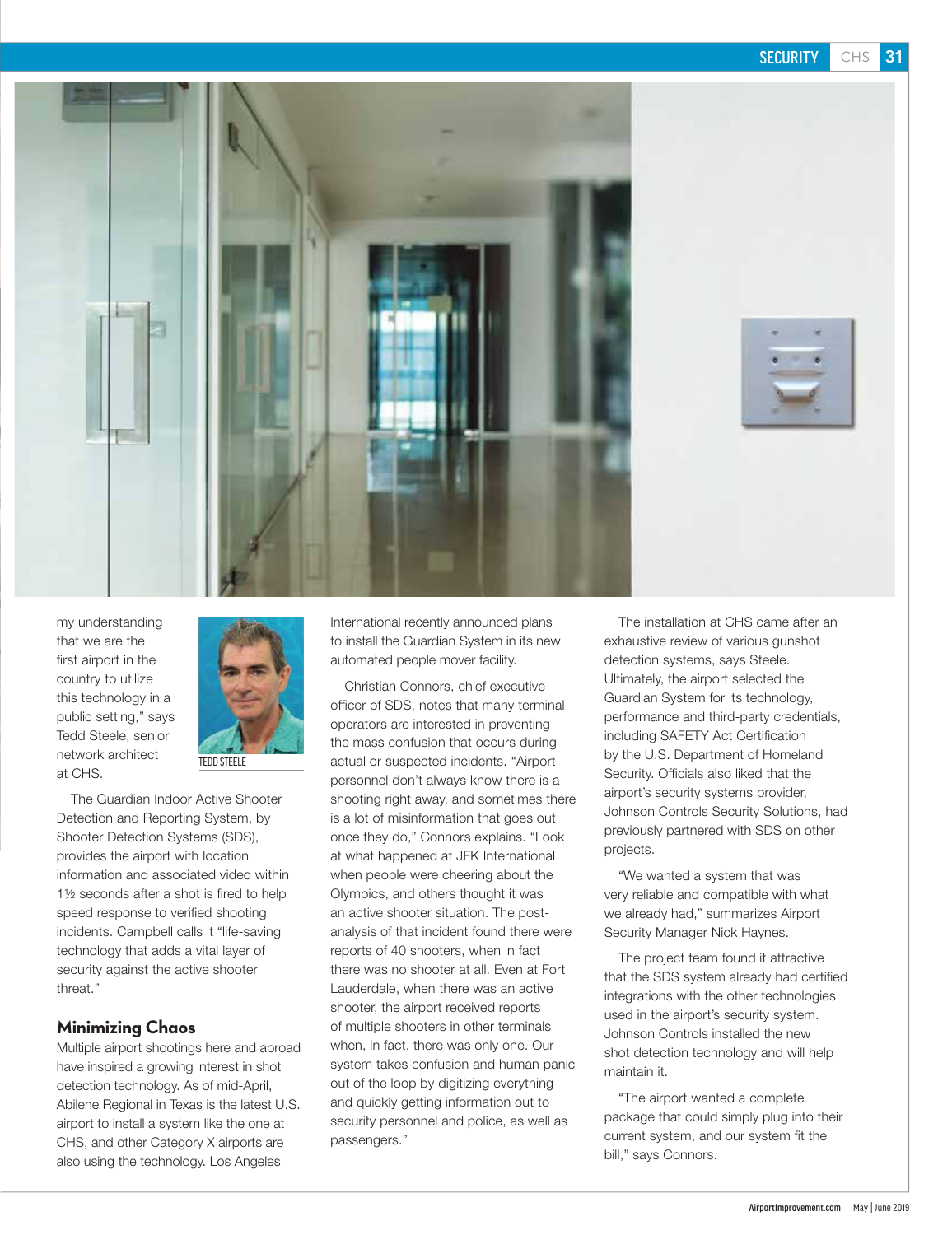my understanding that we are the first airport in the country to utilize this technology in a public setting," says Tedd Steele, senior network architect at CHS.

TEDD STEELE

The Guardian Indoor Active Shooter Detection and Reporting System, by Shooter Detection Systems (SDS), provides the airport with location information and associated video within 1½ seconds after a shot is fired to help speed response to verified shooting incidents. Campbell calls it "life-saving technology that adds a vital layer of security against the active shooter threat."

## Minimizing Chaos

Multiple airport shootings here and abroad have inspired a growing interest in shot detection technology. As of mid-April, Abilene Regional in Texas is the latest U.S. airport to install a system like the one at CHS, and other Category X airports are also using the technology. Los Angeles International recently announced plans to install the Guardian System in its new automated people mover facility.

Christian Connors, chief executive officer of SDS, notes that many terminal operators are interested in preventing the mass confusion that occurs during actual or suspected incidents. "Airport personnel don't always know there is a shooting right away, and sometimes there is a lot of misinformation that goes out once they do," Connors explains. "Look at what happened at JFK International when people were cheering about the Olympics, and others thought it was an active shooter situation. The post-analysis of that incident found there were reports of 40 shooters, when in fact there was no shooter at all. Even at Fort Lauderdale, when there was an active shooter, the airport received reports of multiple shooters in other terminals when, in fact, there was only one. Our system takes confusion and human panic out of the loop by digitizing everything and quickly getting information out to security personnel and police, as well as passengers."

The installation at CHS came after an exhaustive review of various gunshot detection systems, says Steele. Ultimately, the airport selected the Guardian System for its technology, performance and third-party credentials, including SAFETY Act Certification by the U.S. Department of Homeland Security. Officials also liked that the airport's security systems provider, Johnson Controls Security Solutions, had previously partnered with SDS on other projects.

"We wanted a system that was very reliable and compatible with what we already had," summarizes Airport Security Manager Nick Haynes.

The project team found it attractive that the SDS system already had certified integrations with the other technologies used in the airport's security system. Johnson Controls installed the new shot detection technology and will help maintain it.

"The airport wanted a complete package that could simply plug into their current system, and our system fit the bill," says Connors.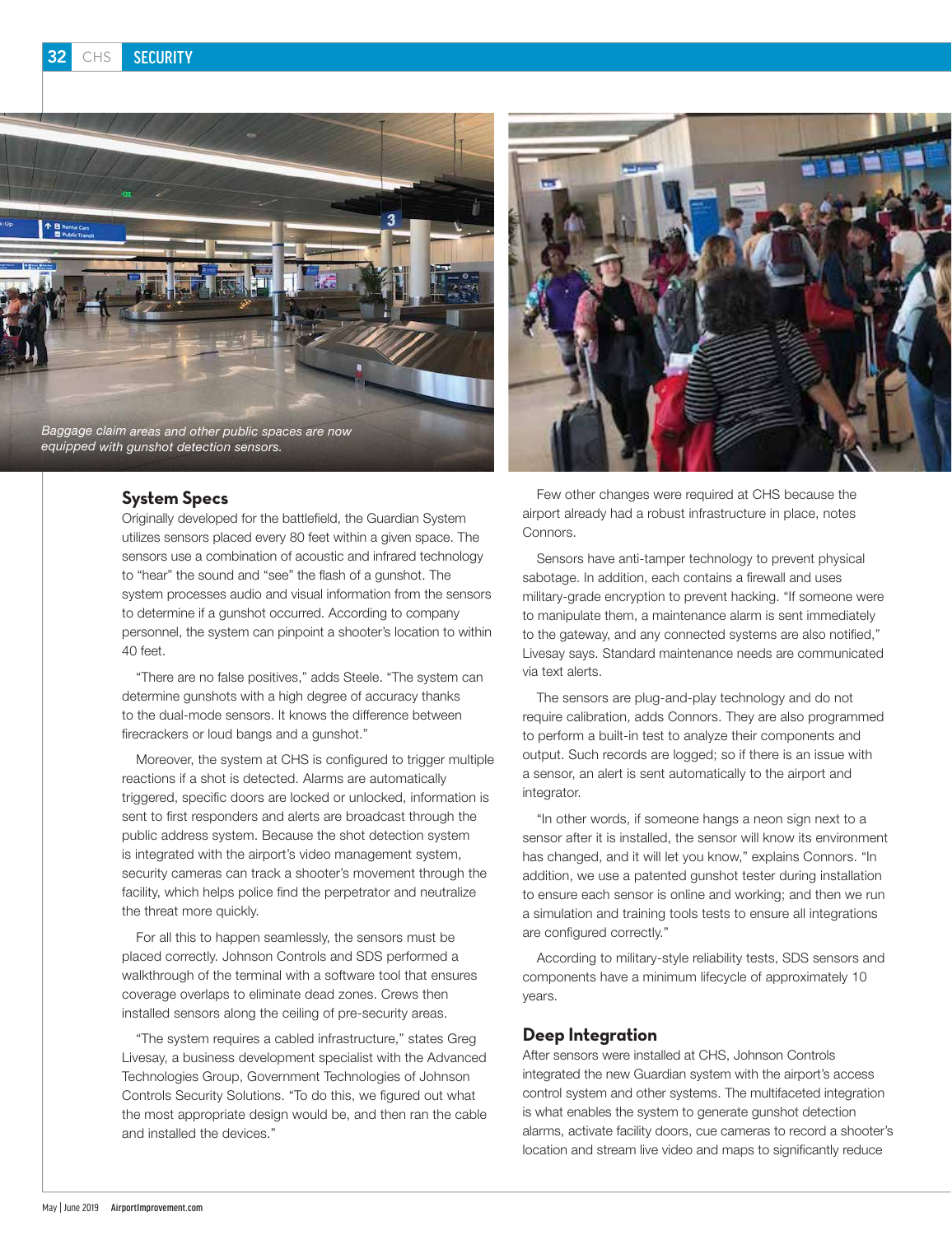Baggage claim areas and other public spaces are now equipped with gunshot detection sensors.

## System Specs

Originally developed for the battlefield, the Guardian System utilizes sensors placed every 80 feet within a given space. The sensors use a combination of acoustic and infrared technology to "hear" the sound and "see" the flash of a gunshot. The system processes audio and visual information from the sensors to determine if a gunshot occurred. According to company personnel, the system can pinpoint a shooter's location to within 40 feet.

"There are no false positives," adds Steele. "The system can determine gunshots with a high degree of accuracy thanks to the dual-mode sensors. It knows the difference between firecrackers or loud bangs and a gunshot."

Moreover, the system at CHS is configured to trigger multiple reactions if a shot is detected. Alarms are automatically triggered, specific doors are locked or unlocked, information is sent to first responders and alerts are broadcast through the public address system. Because the shot detection system is integrated with the airport's video management system, security cameras can track a shooter's movement through the facility, which helps police find the perpetrator and neutralize the threat more quickly.

For all this to happen seamlessly, the sensors must be placed correctly. Johnson Controls and SDS performed a walkthrough of the terminal with a software tool that ensures coverage overlaps to eliminate dead zones. Crews then installed sensors along the ceiling of pre-security areas.

"The system requires a cabled infrastructure," states Greg Livesay, a business development specialist with the Advanced Technologies Group, Government Technologies of Johnson Controls Security Solutions. "To do this, we figured out what the most appropriate design would be, and then ran the cable and installed the devices."

Few other changes were required at CHS because the airport already had a robust infrastructure in place, notes Connors.

Sensors have anti-tamper technology to prevent physical sabotage. In addition, each contains a firewall and uses military-grade encryption to prevent hacking. "If someone were to manipulate them, a maintenance alarm is sent immediately to the gateway, and any connected systems are also notified," Livesay says. Standard maintenance needs are communicated via text alerts.

The sensors are plug-and-play technology and do not require calibration, adds Connors. They are also programmed to perform a built-in test to analyze their components and output. Such records are logged; so if there is an issue with a sensor, an alert is sent automatically to the airport and integrator.

"In other words, if someone hangs a neon sign next to a sensor after it is installed, the sensor will know its environment has changed, and it will let you know," explains Connors. "In addition, we use a patented gunshot tester during installation to ensure each sensor is online and working; and then we run a simulation and training tools tests to ensure all integrations are configured correctly."

According to military-style reliability tests, SDS sensors and components have a minimum lifecycle of approximately 10 years.

## Deep Integration

After sensors were installed at CHS, Johnson Controls integrated the new Guardian system with the airport's access control system and other systems. The multifaceted integration is what enables the system to generate gunshot detection alarms, activate facility doors, cue cameras to record a shooter's location and stream live video and maps to significantly reduce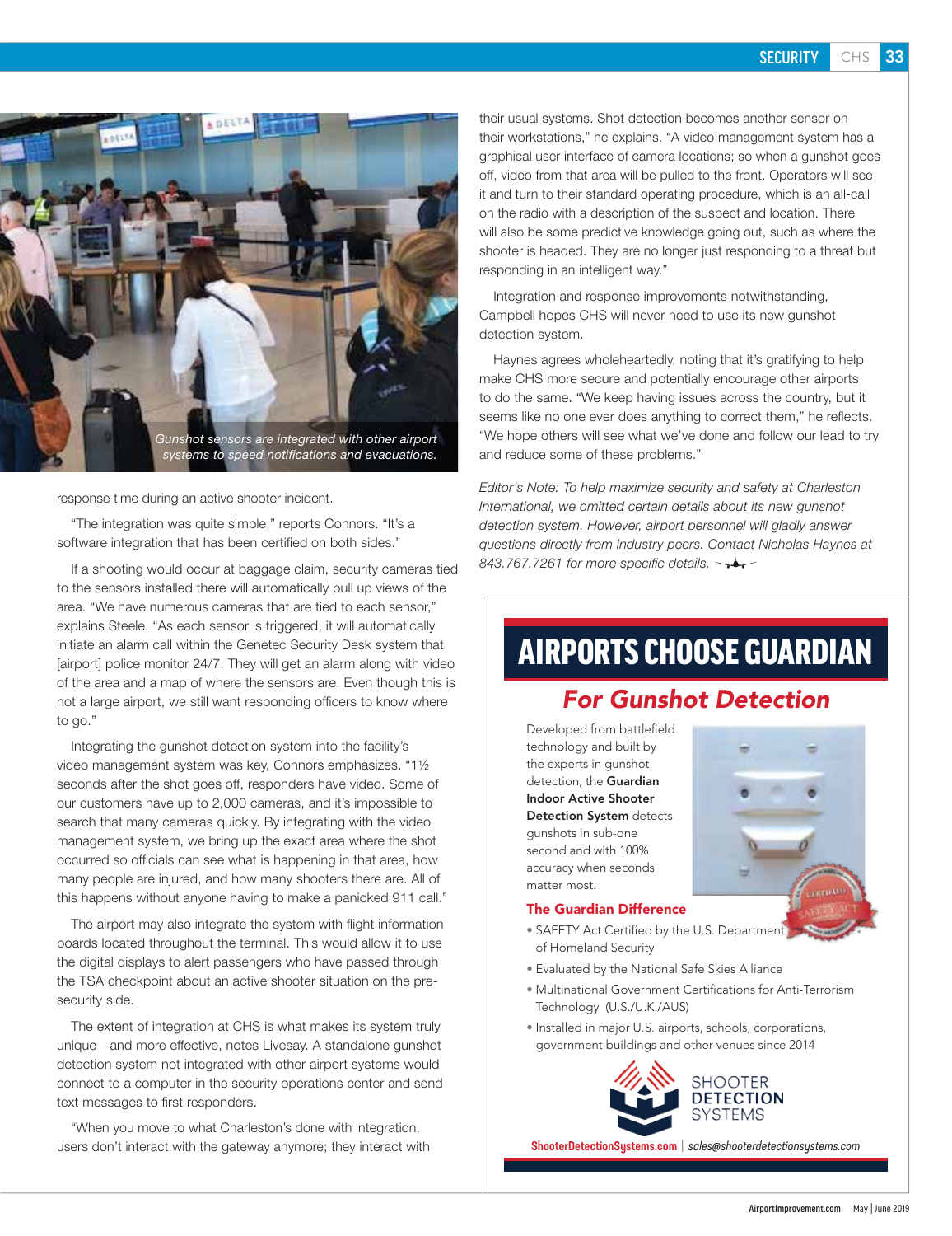Gunshot sensors are integrated with other airport systems to speed notifications and evacuations.

response time during an active shooter incident.

"The integration was quite simple," reports Connors. "It's a software integration that has been certified on both sides."

If a shooting would occur at baggage claim, security cameras tied to the sensors installed there will automatically pull up views of the area. "We have numerous cameras that are tied to each sensor," explains Steele. "As each sensor is triggered, it will automatically initiate an alarm call within the Genetec Security Desk system that [airport] police monitor 24/7. They will get an alarm along with video of the area and a map of where the sensors are. Even though this is not a large airport, we still want responding officers to know where to go."

Integrating the gunshot detection system into the facility's video management system was key, Connors emphasizes. "1½ seconds after the shot goes off, responders have video. Some of our customers have up to 2,000 cameras, and it's impossible to search that many cameras quickly. By integrating with the video management system, we bring up the exact area where the shot occurred so officials can see what is happening in that area, how many people are injured, and how many shooters there are. All of this happens without anyone having to make a panicked 911 call."

The airport may also integrate the system with flight information boards located throughout the terminal. This would allow it to use the digital displays to alert passengers who have passed through the TSA checkpoint about an active shooter situation on the pre-security side.

The extent of integration at CHS is what makes its system truly unique—and more effective, notes Livesay. A standalone gunshot detection system not integrated with other airport systems would connect to a computer in the security operations center and send text messages to first responders.

"When you move to what Charleston's done with integration, users don't interact with the gateway anymore; they interact with their usual systems. Shot detection becomes another sensor on their workstations," he explains. "A video management system has a graphical user interface of camera locations; so when a gunshot goes off, video from that area will be pulled to the front. Operators will see it and turn to their standard operating procedure, which is an all-call on the radio with a description of the suspect and location. There will also be some predictive knowledge going out, such as where the shooter is headed. They are no longer just responding to a threat but responding in an intelligent way."

Integration and response improvements notwithstanding, Campbell hopes CHS will never need to use its new gunshot detection system.

Haynes agrees wholeheartedly, noting that it's gratifying to help make CHS more secure and potentially encourage other airports to do the same. "We keep having issues across the country, but it seems like no one ever does anything to correct them," he reflects. "We hope others will see what we've done and follow our lead to try and reduce some of these problems."

*Editor's Note: To help maximize security and safety at Charleston International, we omitted certain details about its new gunshot detection system. However, airport personnel will gladly answer questions directly from industry peers. Contact Nicholas Haynes at 843.767.7261 for more specific details.*

# AIRPORTS CHOOSE GUARDIAN

## *For Gunshot Detection*

Developed from battlefield technology and built by the experts in gunshot detection, the **Guardian Indoor Active Shooter Detection System** detects gunshots in sub-one second and with 100% accuracy when seconds matter most.

### The Guardian Difference

- SAFETY Act Certified by the U.S. Department of Homeland Security
- Evaluated by the National Safe Skies Alliance
- Multinational Government Certifications for Anti-Terrorism Technology (U.S./U.K./AUS)
- Installed in major U.S. airports, schools, corporations, government buildings and other venues since 2014

CERTIFIED SAFETY ACT

SHOOTER DETECTION SYSTEMS

ShooterDetectionSystems.com | *sales@shooterdetectionsystems.com*